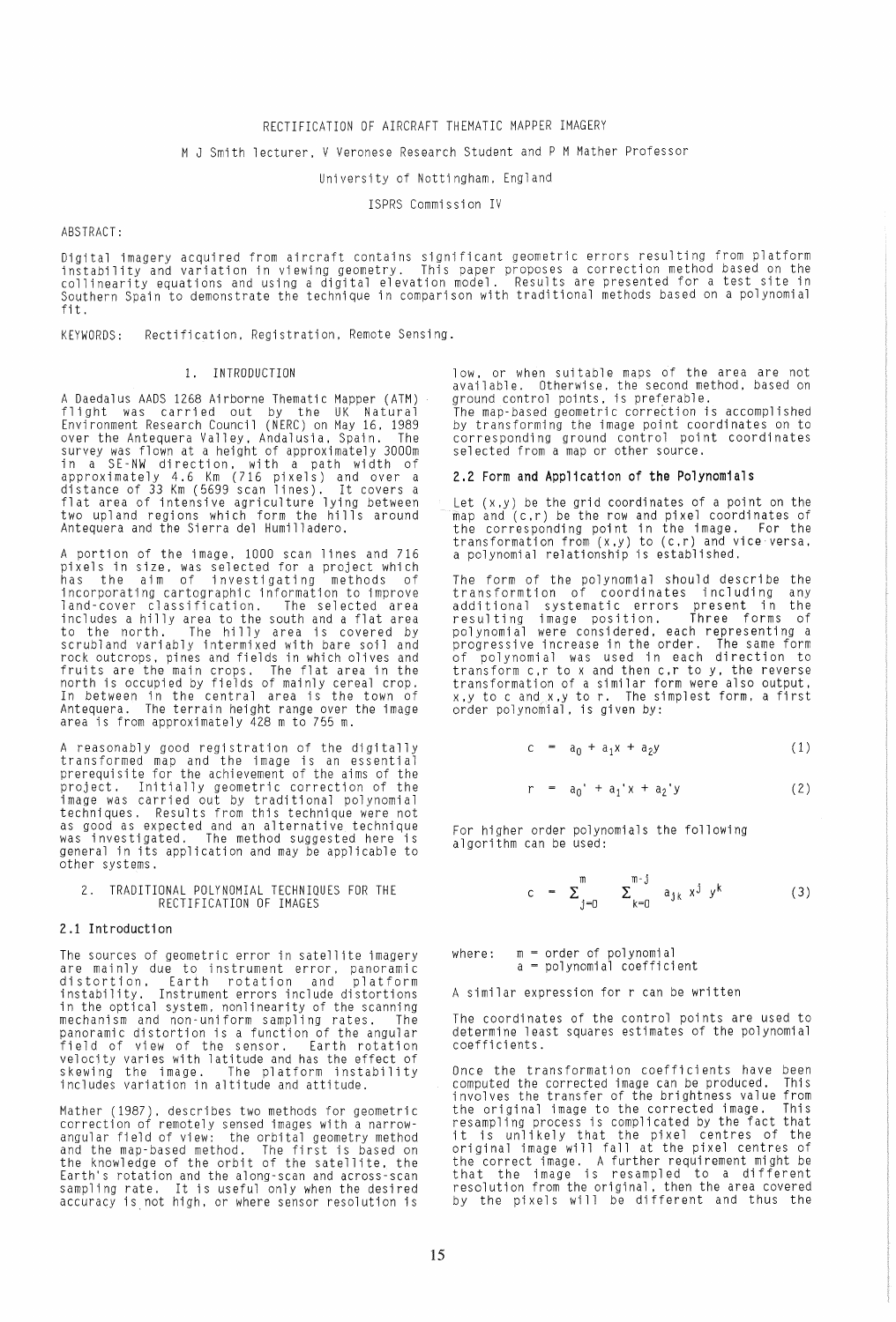# RECTIFICATION OF AIRCRAFT THEMATIC MAPPER IMAGERY

M J Smith lecturer, V Veronese Research Student and P M Mather Professor

University of Nottingham, England

ISPRS Commission IV

ABSTRACT:

Digital imagery acquired from aircraft contains significant geometric errors resulting from platform instability and variation in viewing geometry. This paper proposes a correction method based on the collinearity equations and using a digital elevation model. Results are presented for a test site in Southern Spain to demonstrate the technique in comparison with traditional methods based on a polynomial fit.

KEYWORDS: Rectification, Registration, Remote Sensing.

## 1. INTRODUCTION

A Daedalus AADS 1268 Airborne Thematic Mapper (ATM) flight was carried out by the UK Natural Environment Research Council (NERC) on May 16, 1989 over the Antequera Valley, Andalusia, Spain. The survey was flown at a height of approximately 3000m in a SE-NW direction, with a path width of approximately 4.6 Km (716 pixels) and over a distance of 33 Km (5699 scan lines). It covers a flat area of intensive agriculture lying between two upland regions which form the hills around Antequera and the Sierra del Humilladero.

A portion of the image, 1000 scan lines and 716 pixels in size, was selected for a project which has the aim of investigating methods of incorporating cartographic information to improve land-cover classification. The selected area includes a hilly area to the south and a flat area to the north. The hilly area is covered by scrubland variably intermixed with bare soil and rock outcrops, pines and fields in which olives and fruits are the main crops. The flat area in the north is occupied by fields of mainly cereal crop. In between in the central area is the town of Antequera. The terrain height range over the image area is from approximately 428 m to 755 m.

A reasonably good registration of the digitally transformed map and the image is an essential prerequisite for the achievement of the aims of the project. Initially geometric correction of the image was carried out by traditional polynomial techniques. Results from this technique were not as good as expected and an alternative technique was investigated. The method suggested here is general in its application and may be applicable to other systems.

## 2. TRADITIONAL POLYNOMIAL TECHNIQUES FOR THE RECTIFICATION OF IMAGES

### 2.1 Introduction

The sources of geometric error in satellite imagery are mainly due to instrument error, panoramic distortion, Earth rotation and platform instability. Instrument errors include distortions in the optical system, nonlinearity of the scanning mechanism and non-uniform sampling rates. The panoramic distortion is a function of the angular field of view of the sensor. Earth rotation velocity varies with latitude and has the effect of skewing the image. The platform instability includes variation in altitude and attitude.

Mather (1987), describes two methods for geometric correction of remotely sensed images with a narrow-angular field of view: the orbital geometry method and the map-based method. The first is based on the knowledge of the orbit of the satellite, the Earth's rotation and the along-scan and across-scan sampling rate. It is useful only when the desired accuracy is not high, or where sensor resolution is low, or when suitable maps of the area are not available. Otherwise, the second method, based on ground control points, is preferable.

The map-based geometric correction is accomplished by transforming the image point coordinates on to corresponding ground control point coordinates selected from a map or other source.

### 2.2 Form and Application of the Polynomials

Let (x,y) be the grid coordinates of a point on the map and (c,r) be the row and pixel coordinates of the corresponding point in the image. For the transformation from (x,y) to (c,r) and vice versa, a polynomial relationship is established.

The form of the polynomial should describe the transformtion of coordinates including any additional systematic errors present in the resulting image position. Three forms of polynomial were considered, each representing a progressive increase in the order. The same form of polynomial was used in each direction to transform c,r to x and then c,r to y, the reverse transformation of a similar form were also output, x,y to c and x,y to r. The simplest form, a first order polynomial, is given by:

$$c = a_0 + a_1 x + a_2 y \tag{1}$$

$$r = a_0' + a_1' x + a_2' y \tag{2}$$

For higher order polynomials the following algorithm can be used:

$$c = \sum_{j=0}^{m} \sum_{k=0}^{m-j} a_{jk} x^j y^k \tag{3}$$

where: m = order of polynomial
a = polynomial coefficient

A similar expression for r can be written

The coordinates of the control points are used to determine least squares estimates of the polynomial coefficients.

Once the transformation coefficients have been computed the corrected image can be produced. This involves the transfer of the brightness value from the original image to the corrected image. This resampling process is complicated by the fact that it is unlikely that the pixel centres of the original image will fall at the pixel centres of the correct image. A further requirement might be that the image is resampled to a different resolution from the original, then the area covered by the pixels will be different and thus the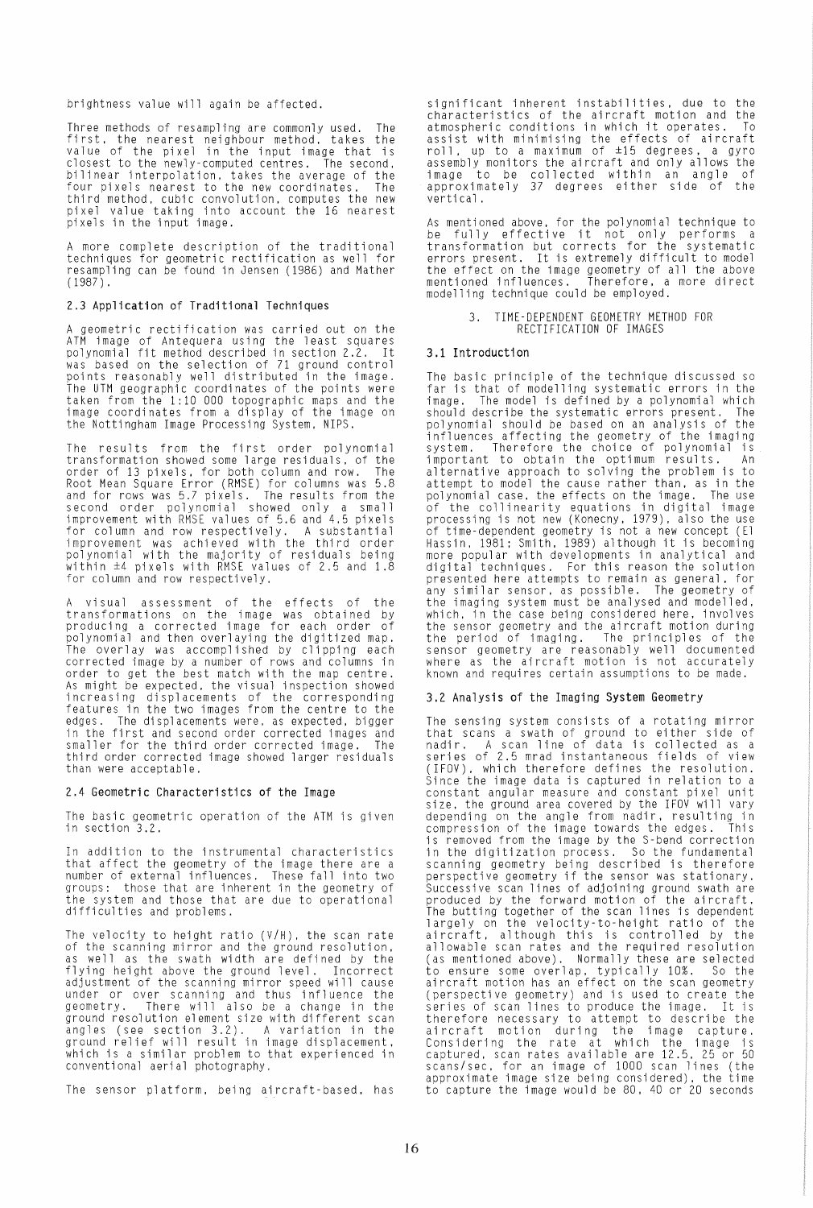brightness value will again be affected.

Three methods of resampling are commonly used. The first, the nearest neighbour method, takes the value of the pixel in the input image that is closest to the newly-computed centres. The second, bilinear interpolation, takes the average of the four pixels nearest to the new coordinates. The third method, cubic convolution, computes the new pixel value taking into account the 16 nearest pixels in the input image.

A more complete description of the traditional techniques for geometric rectification as well for resampling can be found in Jensen (1986) and Mather (1987).

### 2.3 Application of Traditional Techniques

A geometric rectification was carried out on the ATM image of Antequera using the least squares polynomial fit method described in section 2.2. It was based on the selection of 71 ground control points reasonably well distributed in the image. The UTM geographic coordinates of the points were taken from the 1:10 000 topographic maps and the image coordinates from a display of the image on the Nottingham Image Processing System, NIPS.

The results from the first order polynomial transformation showed some large residuals, of the order of 13 pixels, for both column and row. The Root Mean Square Error (RMSE) for columns was 5.8 and for rows was 5.7 pixels. The results from the second order polynomial showed only a small improvement with RMSE values of 5.6 and 4.5 pixels for column and row respectively. A substantial improvement was achieved with the third order polynomial with the majority of residuals being within ±4 pixels with RMSE values of 2.5 and 1.8 for column and row respectively.

A visual assessment of the effects of the transformations on the image was obtained by producing a corrected image for each order of polynomial and then overlaying the digitized map. The overlay was accomplished by clipping each corrected image by a number of rows and columns in order to get the best match with the map centre. As might be expected, the visual inspection showed increasing displacements of the corresponding features in the two images from the centre to the edges. The displacements were, as expected, bigger in the first and second order corrected images and smaller for the third order corrected image. The third order corrected image showed larger residuals than were acceptable.

### 2.4 Geometric Characteristics of the Image

The basic geometric operation of the ATM is given in section 3.2.

In addition to the instrumental characteristics that affect the geometry of the image there are a number of external influences. These fall into two groups: those that are inherent in the geometry of the system and those that are due to operational difficulties and problems.

The velocity to height ratio (V/H), the scan rate of the scanning mirror and the ground resolution, as well as the swath width are defined by the flying height above the ground level. Incorrect adjustment of the scanning mirror speed will cause under or over scanning and thus influence the geometry. There will also be a change in the ground resolution element size with different scan angles (see section 3.2). A variation in the ground relief will result in image displacement, which is a similar problem to that experienced in conventional aerial photography.

The sensor platform, being aircraft-based, has significant inherent instabilities, due to the characteristics of the aircraft motion and the atmospheric conditions in which it operates. To assist with minimising the effects of aircraft roll, up to a maximum of ±15 degrees, a gyro assembly monitors the aircraft and only allows the image to be collected within an angle of approximately 37 degrees either side of the vertical.

As mentioned above, for the polynomial technique to be fully effective it not only performs a transformation but corrects for the systematic errors present. It is extremely difficult to model the effect on the image geometry of all the above mentioned influences. Therefore, a more direct modelling technique could be employed.

## 3. TIME-DEPENDENT GEOMETRY METHOD FOR RECTIFICATION OF IMAGES

### 3.1 Introduction

The basic principle of the technique discussed so far is that of modelling systematic errors in the image. The model is defined by a polynomial which should describe the systematic errors present. The polynomial should be based on an analysis of the influences affecting the geometry of the imaging system. Therefore the choice of polynomial is important to obtain the optimum results. An alternative approach to solving the problem is to attempt to model the cause rather than, as in the polynomial case, the effects on the image. The use of the collinearity equations in digital image processing is not new (Konecny, 1979), also the use of time-dependent geometry is not a new concept (El Hassin, 1981; Smith, 1989) although it is becoming more popular with developments in analytical and digital techniques. For this reason the solution presented here attempts to remain as general, for any similar sensor, as possible. The geometry of the imaging system must be analysed and modelled, which, in the case being considered here, involves the sensor geometry and the aircraft motion during the period of imaging. The principles of the sensor geometry are reasonably well documented where as the aircraft motion is not accurately known and requires certain assumptions to be made.

### 3.2 Analysis of the Imaging System Geometry

The sensing system consists of a rotating mirror that scans a swath of ground to either side of nadir. A scan line of data is collected as a series of 2.5 mrad instantaneous fields of view (IFOV), which therefore defines the resolution. Since the image data is captured in relation to a constant angular measure and constant pixel unit size, the ground area covered by the IFOV will vary depending on the angle from nadir, resulting in compression of the image towards the edges. This is removed from the image by the S-bend correction in the digitization process. So the fundamental scanning geometry being described is therefore perspective geometry if the sensor was stationary. Successive scan lines of adjoining ground swath are produced by the forward motion of the aircraft. The butting together of the scan lines is dependent largely on the velocity-to-height ratio of the aircraft, although this is controlled by the allowable scan rates and the required resolution (as mentioned above). Normally these are selected to ensure some overlap, typically 10%. So the aircraft motion has an effect on the scan geometry (perspective geometry) and is used to create the series of scan lines to produce the image. It is therefore necessary to attempt to describe the aircraft motion during the image capture. Considering the rate at which the image is captured, scan rates available are 12.5, 25 or 50 scans/sec, for an image of 1000 scan lines (the approximate image size being considered), the time to capture the image would be 80, 40 or 20 seconds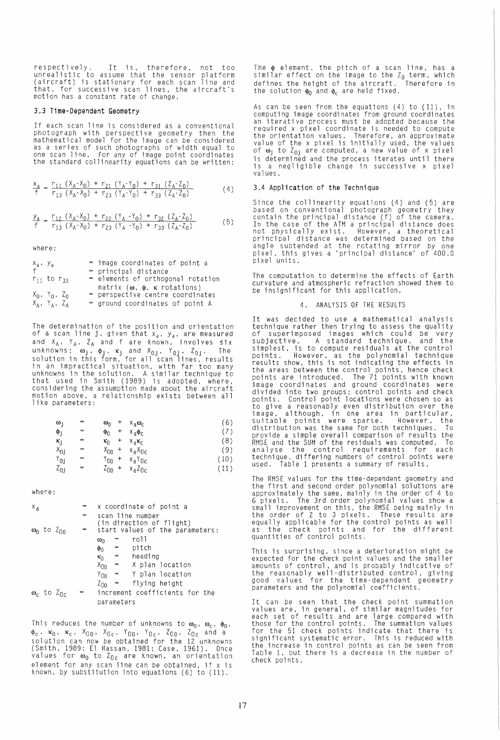respectively. It is, therefore, not too unrealistic to assume that the sensor platform (aircraft) is stationary for each scan line and that, for successive scan lines, the aircraft's motion has a constant rate of change.

### 3.3 Time-Dependent Geometry

If each scan line is considered as a conventional photograph with perspective geometry then the mathematical model for the image can be considered as a series of such photographs of width equal to one scan line. For any of image point coordinates the standard collinearity equations can be written:

$$\frac{x_a}{f} = \frac{r_{11}(X_A-X_0) + r_{21}(Y_A-Y_0) + r_{31}(Z_A-Z_0)}{r_{13}(X_A-X_0) + r_{23}(Y_A-Y_0) + r_{33}(Z_A-Z_0)} \quad (4)$$

$$\frac{y_a}{f} = \frac{r_{12}(X_A-X_0) + r_{22}(Y_A-Y_0) + r_{32}(Z_A-Z_0)}{r_{13}(X_A-X_0) + r_{23}(Y_A-Y_0) + r_{33}(Z_A-Z_0)} \quad (5)$$

where:

- $x_a$, $y_a$ = image coordinates of point a
- $f$ = principal distance
- $r_{11}$ to $r_{33}$ = elements of orthogonal rotation matrix ($\omega$, $\phi$, $\kappa$ rotations)
- $X_0$, $Y_0$, $Z_0$ = perspective centre coordinates
- $X_A$, $Y_A$, $Z_A$ = ground coordinates of point A

The determination of the position and orientation of a scan line j, given that $x_a$, $y_a$, are measured and $X_A$, $Y_A$, $Z_A$ and f are known, involves six unknowns: $\omega_j$, $\phi_j$, $\kappa_j$ and $X_{0j}$, $Y_{0j}$, $Z_{0j}$. The solution in this form, for all scan lines, results in an impractical situation, with far too many unknowns in the solution. A similar technique to that used in Smith (1989) is adopted, where, considering the assumption made about the aircraft motion above, a relationship exists between all like parameters:

$$\omega_j = \omega_0 + x_a\omega_c \quad (6)$$
$$\phi_j = \phi_0 + x_a\phi_c \quad (7)$$
$$\kappa_j = \kappa_0 + x_a\kappa_c \quad (8)$$
$$X_{0j} = X_{00} + x_aX_{0c} \quad (9)$$
$$Y_{0j} = Y_{00} + x_aY_{0c} \quad (10)$$
$$Z_{0j} = Z_{00} + x_aZ_{0c} \quad (11)$$

where:

- $x_a$ = x coordinate of point a
  - = scan line number (in direction of flight)
- $\omega_0$ to $Z_{00}$ = start values of the parameters:
  - $\omega_0$ = roll
  - $\phi_0$ = pitch
  - $\kappa_0$ = heading
  - $X_{00}$ = X plan location
  - $Y_{00}$ = Y plan location
  - $Z_{00}$ = flying height
- $\omega_c$ to $Z_{0c}$ = increment coefficients for the parameters

This reduces the number of unknowns to $\omega_0$, $\omega_c$, $\phi_0$, $\phi_c$, $\kappa_0$, $\kappa_c$, $X_{00}$, $X_{0c}$, $Y_{00}$, $Y_{0c}$, $Z_{00}$, $Z_{0c}$ and a solution can now be obtained for the 12 unknowns (Smith, 1989; El Hassan, 1981; Case, 1961). Once values for $\omega_0$ to $Z_{0c}$ are known, an orientation element for any scan line can be obtained, if x is known, by substitution into equations (6) to (11).

The $\phi$ element, the pitch of a scan line, has a similar effect on the image to the $Z_0$ term, which defines the height of the aircraft. Therefore in the solution $\phi_0$ and $\phi_c$ are held fixed.

As can be seen from the equations (4) to (11), in computing image coordinates from ground coordinates an iterative process must be adopted because the required x pixel coordinate is needed to compute the orientation values. Therefore, an approximate value of the x pixel is initially used, the values of $\omega_j$ to $Z_{0j}$ are computed, a new value of x pixel is determined and the process iterates until there is a negligible change in successive x pixel values.

### 3.4 Application of the Technique

Since the collinearity equations (4) and (5) are based on conventional photograph geometry they contain the principal distance (f) of the camera. In the case of the ATM a principal distance does not physically exist. However, a theoretical principal distance was determined based on the angle subtended at the rotating mirror by one pixel, this gives a 'principal distance' of 400.0 pixel units.

The computation to determine the effects of Earth curvature and atmospheric refraction showed them to be insignificant for this application.

## 4. ANALYSIS OF THE RESULTS

It was decided to use a mathematical analysis technique rather then trying to assess the quality of superimposed images which could be very subjective. A standard technique, and the simplest, is to compute residuals at the control points. However, as the polynomial technique results show, this is not indicating the effects in the areas between the control points, hence check points are introduced. The 71 points with known image coordinates and ground coordinates were divided into two groups; control points and check points. Control point locations were chosen so as to give a reasonably even distribution over the image, although, in one area in particular, suitable points were sparse. However, the distribution was the same for both techniques. To provide a simple overall comparison of results the RMSE and the SUM of the residuals was computed. To analyse the control requirements for each technique, differing numbers of control points were used. Table 1 presents a summary of results.

The RMSE values for the time-dependent geometry and the first and second order polynomial solutions are approximately the same, mainly in the order of 4 to 6 pixels. The 3rd order polynomial values show a small improvement on this, the RMSE being mainly in the order of 2 to 3 pixels. These results are equally applicable for the control points as well as the check points and for the different quantities of control points.

This is surprising, since a deterioration might be expected for the check point values and the smaller amounts of control, and is probably indicative of the reasonably well-distributed control, giving good values for the time-dependent geometry parameters and the polynomial coefficients.

It can be seen that the check point summation values are, in general, of similar magnitudes for each set of results and are large compared with those for the control points. The summation values for the 51 check points indicate that there is significant systematic error. This is reduced with the increase in control points as can be seen from Table 1, but there is a decrease in the number of check points.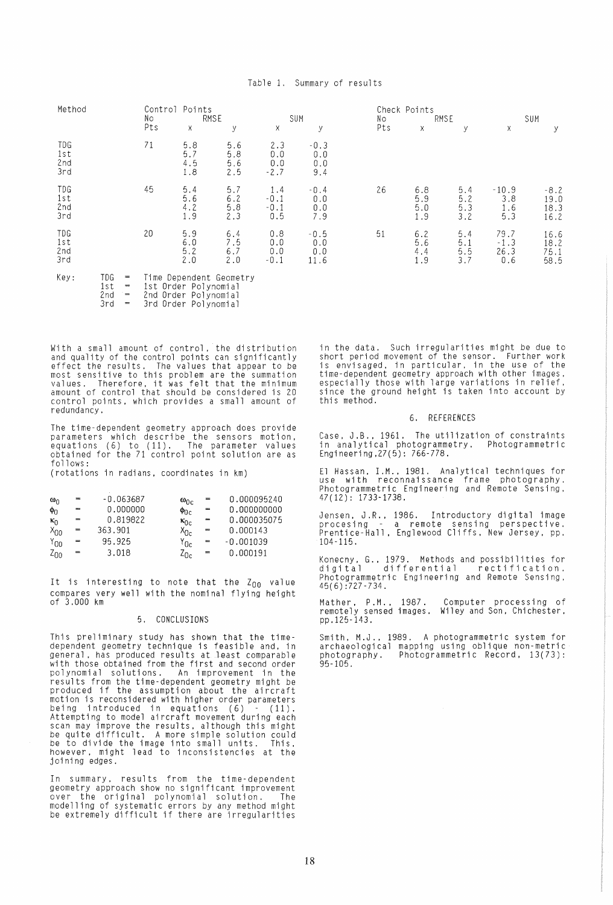Table 1. Summary of results

| Method | Control Points No Pts | RMSE x | RMSE y | SUM x | SUM y | Check Points No Pts | RMSE x | RMSE y | SUM x | SUM y |
|---|---|---|---|---|---|---|---|---|---|---|
| TDG | 71 | 5.8 | 5.6 | 2.3 | -0.3 | | | | | |
| 1st | | 5.7 | 5.8 | 0.0 | 0.0 | | | | | |
| 2nd | | 4.5 | 5.6 | 0.0 | 0.0 | | | | | |
| 3rd | | 1.8 | 2.5 | -2.7 | 9.4 | | | | | |
| TDG | 45 | 5.4 | 5.7 | 1.4 | -0.4 | 26 | 6.8 | 5.4 | -10.9 | -8.2 |
| 1st | | 5.6 | 6.2 | -0.1 | 0.0 | | 5.9 | 5.2 | 3.8 | 19.0 |
| 2nd | | 4.2 | 5.8 | -0.1 | 0.0 | | 5.0 | 5.3 | 1.6 | 18.3 |
| 3rd | | 1.9 | 2.3 | 0.5 | 7.9 | | 1.9 | 3.2 | 5.3 | 16.2 |
| TDG | 20 | 5.9 | 6.4 | 0.8 | -0.5 | 51 | 6.2 | 5.4 | 79.7 | 16.6 |
| 1st | | 6.0 | 7.5 | 0.0 | 0.0 | | 5.6 | 5.1 | -1.3 | 18.2 |
| 2nd | | 5.2 | 6.7 | 0.0 | 0.0 | | 4.4 | 5.5 | 26.3 | 75.1 |
| 3rd | | 2.0 | 2.0 | -0.1 | 11.6 | | 1.9 | 3.7 | 0.6 | 58.5 |

Key:
- TDG = Time Dependent Geometry
- 1st = 1st Order Polynomial
- 2nd = 2nd Order Polynomial
- 3rd = 3rd Order Polynomial

With a small amount of control, the distribution and quality of the control points can significantly effect the results. The values that appear to be most sensitive to this problem are the summation values. Therefore, it was felt that the minimum amount of control that should be considered is 20 control points, which provides a small amount of redundancy.

The time-dependent geometry approach does provide parameters which describe the sensors motion, equations (6) to (11). The parameter values obtained for the 71 control point solution are as follows:
(rotations in radians, coordinates in km)

| | | | |
|---|---|---|---|
| $\omega_0$ = | -0.063687 | $\omega_{0c}$ = | 0.000095240 |
| $\phi_0$ = | 0.000000 | $\phi_{0c}$ = | 0.000000000 |
| $\kappa_0$ = | 0.819822 | $\kappa_{0c}$ = | 0.000035075 |
| $X_{00}$ = | 363.901 | $X_{0c}$ = | 0.000143 |
| $Y_{00}$ = | 95.925 | $Y_{0c}$ = | -0.001039 |
| $Z_{00}$ = | 3.018 | $Z_{0c}$ = | 0.000191 |

It is interesting to note that the $Z_{00}$ value compares very well with the nominal flying height of 3.000 km

## 5. CONCLUSIONS

This preliminary study has shown that the time-dependent geometry technique is feasible and, in general, has produced results at least comparable with those obtained from the first and second order polynomial solutions. An improvement in the results from the time-dependent geometry might be produced if the assumption about the aircraft motion is reconsidered with higher order parameters being introduced in equations (6) - (11). Attempting to model aircraft movement during each scan may improve the results, although this might be quite difficult. A more simple solution could be to divide the image into small units. This, however, might lead to inconsistencies at the joining edges.

In summary, results from the time-dependent geometry approach show no significant improvement over the original polynomial solution. The modelling of systematic errors by any method might be extremely difficult if there are irregularities in the data. Such irregularities might be due to short period movement of the sensor. Further work is envisaged, in particular, in the use of the time-dependent geometry approach with other images, especially those with large variations in relief, since the ground height is taken into account by this method.

## 6. REFERENCES

Case, J.B., 1961. The utilization of constraints in analytical photogrammetry. Photogrammetric Engineering,27(5): 766-778.

El Hassan, I.M., 1981. Analytical techniques for use with reconnaissance frame photography. Photogrammetric Engineering and Remote Sensing, 47(12): 1733-1738.

Jensen, J.R., 1986. Introductory digital image procesing - a remote sensing perspective. Prentice-Hall, Englewood Cliffs, New Jersey, pp. 104-115.

Konecny, G., 1979. Methods and possibilities for digital differential rectification. Photogrammetric Engineering and Remote Sensing, 45(6):727-734.

Mather, P.M., 1987. Computer processing of remotely sensed images. Wiley and Son, Chichester, pp.125-143.

Smith, M.J., 1989. A photogrammetric system for archaeological mapping using oblique non-metric photography. Photogrammetric Record, 13(73): 95-105.